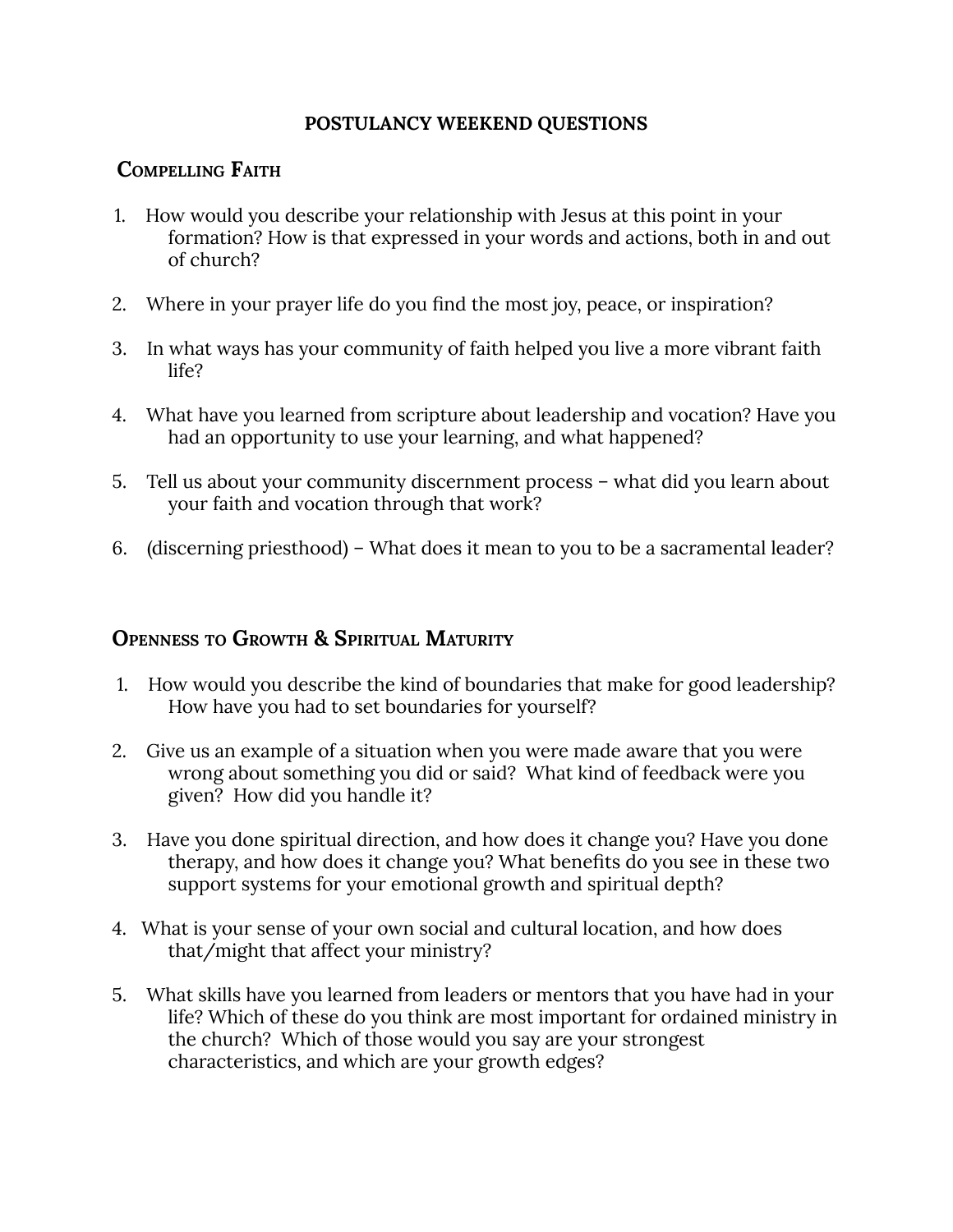# POSTULANCY WEEKEND QUESTIONS

## Compelling Faith

1. How would you describe your relationship with Jesus at this point in your formation? How is that expressed in your words and actions, both in and out of church?

2. Where in your prayer life do you find the most joy, peace, or inspiration?

3. In what ways has your community of faith helped you live a more vibrant faith life?

4. What have you learned from scripture about leadership and vocation? Have you had an opportunity to use your learning, and what happened?

5. Tell us about your community discernment process – what did you learn about your faith and vocation through that work?

6. (discerning priesthood) – What does it mean to you to be a sacramental leader?

## Openness to Growth & Spiritual Maturity

1. How would you describe the kind of boundaries that make for good leadership? How have you had to set boundaries for yourself?

2. Give us an example of a situation when you were made aware that you were wrong about something you did or said? What kind of feedback were you given? How did you handle it?

3. Have you done spiritual direction, and how does it change you? Have you done therapy, and how does it change you? What benefits do you see in these two support systems for your emotional growth and spiritual depth?

4. What is your sense of your own social and cultural location, and how does that/might that affect your ministry?

5. What skills have you learned from leaders or mentors that you have had in your life? Which of these do you think are most important for ordained ministry in the church? Which of those would you say are your strongest characteristics, and which are your growth edges?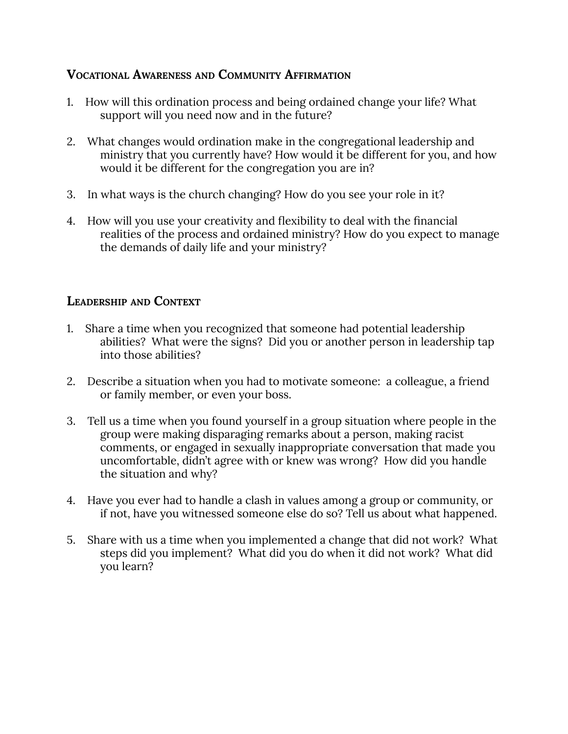## Vocational Awareness and Community Affirmation

1. How will this ordination process and being ordained change your life? What support will you need now and in the future?

2. What changes would ordination make in the congregational leadership and ministry that you currently have? How would it be different for you, and how would it be different for the congregation you are in?

3. In what ways is the church changing? How do you see your role in it?

4. How will you use your creativity and flexibility to deal with the financial realities of the process and ordained ministry? How do you expect to manage the demands of daily life and your ministry?

## Leadership and Context

1. Share a time when you recognized that someone had potential leadership abilities? What were the signs? Did you or another person in leadership tap into those abilities?

2. Describe a situation when you had to motivate someone: a colleague, a friend or family member, or even your boss.

3. Tell us a time when you found yourself in a group situation where people in the group were making disparaging remarks about a person, making racist comments, or engaged in sexually inappropriate conversation that made you uncomfortable, didn't agree with or knew was wrong? How did you handle the situation and why?

4. Have you ever had to handle a clash in values among a group or community, or if not, have you witnessed someone else do so? Tell us about what happened.

5. Share with us a time when you implemented a change that did not work? What steps did you implement? What did you do when it did not work? What did you learn?